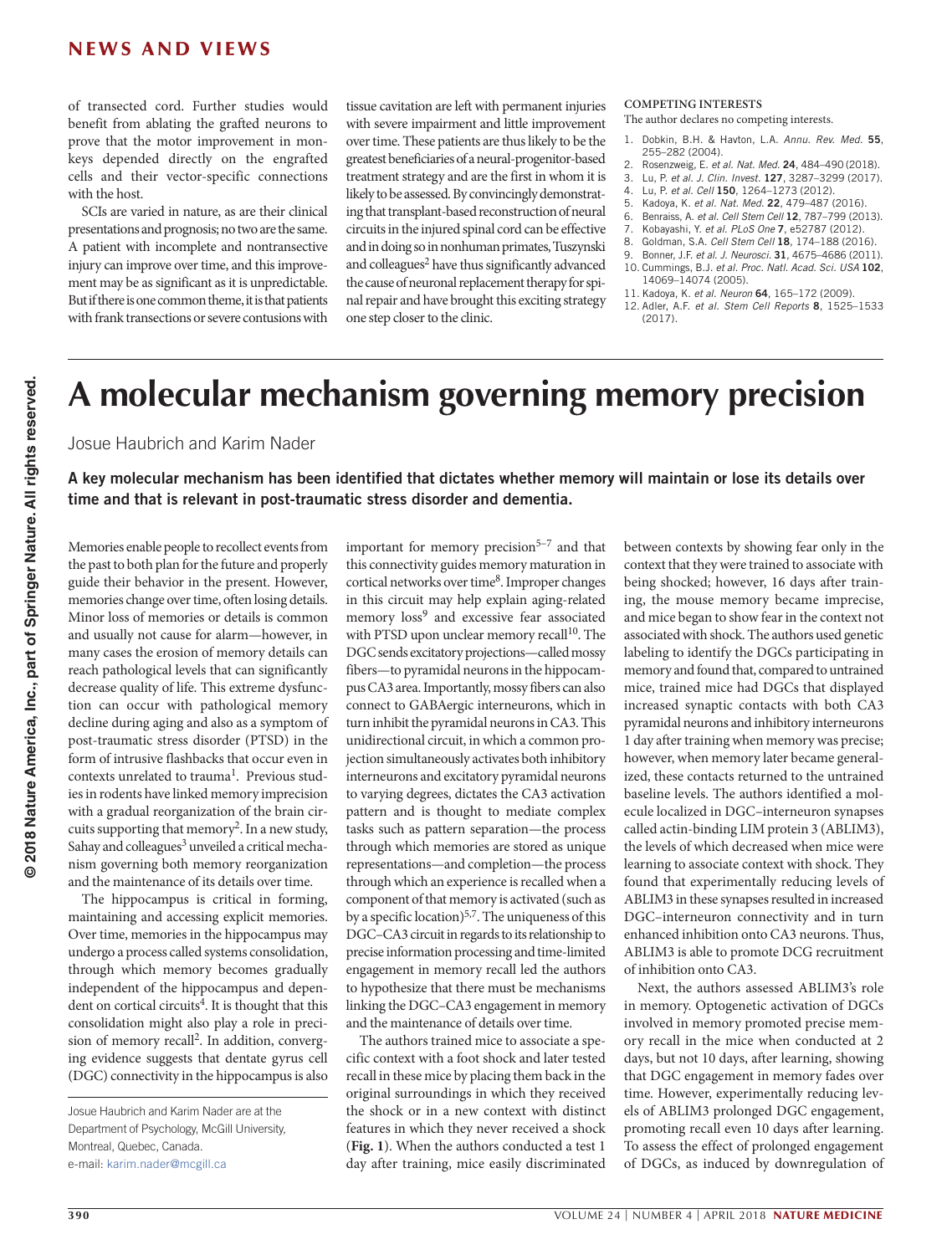of transected cord. Further studies would benefit from ablating the grafted neurons to prove that the motor improvement in monkeys depended directly on the engrafted cells and their vector-specific connections with the host.

SCIs are varied in nature, as are their clinical presentations and prognosis; no two are the same. A patient with incomplete and nontransective injury can improve over time, and this improvement may be as significant as it is unpredictable. But if there is one common theme, it is that patients with frank transections or severe contusions with tissue cavitation are left with permanent injuries with severe impairment and little improvement over time. These patients are thus likely to be the greatest beneficiaries of a neural-progenitor-based treatment strategy and are the first in whom it is likely to be assessed. By convincingly demonstrating that transplant-based reconstruction of neural circuits in the injured spinal cord can be effective and in doing so in nonhuman primates, Tuszynski and colleagues[2] have thus significantly advanced the cause of neuronal replacement therapy for spinal repair and have brought this exciting strategy one step closer to the clinic.

**COMPETING INTERESTS**

The author declares no competing interests.

1. Dobkin, B.H. & Havton, L.A. *Annu. Rev. Med.* **55**, 255–282 (2004).
2. Rosenzweig, E. *et al. Nat. Med.* **24**, 484–490 (2018).
3. Lu, P. *et al. J. Clin. Invest.* **127**, 3287–3299 (2017).
4. Lu, P. *et al. Cell* **150**, 1264–1273 (2012).
5. Kadoya, K. *et al. Nat. Med.* **22**, 479–487 (2016).
6. Benraiss, A. *et al. Cell Stem Cell* **12**, 787–799 (2013).
7. Kobayashi, Y. *et al. PLoS One* **7**, e52787 (2012).
8. Goldman, S.A. *Cell Stem Cell* **18**, 174–188 (2016).
9. Bonner, J.F. *et al. J. Neurosci.* **31**, 4675–4686 (2011).
10. Cummings, B.J. *et al. Proc. Natl. Acad. Sci. USA* **102**, 14069–14074 (2005).
11. Kadoya, K. *et al. Neuron* **64**, 165–172 (2009).
12. Adler, A.F. *et al. Stem Cell Reports* **8**, 1525–1533 (2017).

# A molecular mechanism governing memory precision

Josue Haubrich and Karim Nader

**A key molecular mechanism has been identified that dictates whether memory will maintain or lose its details over time and that is relevant in post-traumatic stress disorder and dementia.**

Memories enable people to recollect events from the past to both plan for the future and properly guide their behavior in the present. However, memories change over time, often losing details. Minor loss of memories or details is common and usually not cause for alarm—however, in many cases the erosion of memory details can reach pathological levels that can significantly decrease quality of life. This extreme dysfunction can occur with pathological memory decline during aging and also as a symptom of post-traumatic stress disorder (PTSD) in the form of intrusive flashbacks that occur even in contexts unrelated to trauma[1]. Previous studies in rodents have linked memory imprecision with a gradual reorganization of the brain circuits supporting that memory[2]. In a new study, Sahay and colleagues[3] unveiled a critical mechanism governing both memory reorganization and the maintenance of its details over time.

The hippocampus is critical in forming, maintaining and accessing explicit memories. Over time, memories in the hippocampus may undergo a process called systems consolidation, through which memory becomes gradually independent of the hippocampus and dependent on cortical circuits[4]. It is thought that this consolidation might also play a role in precision of memory recall[2]. In addition, converging evidence suggests that dentate gyrus cell (DGC) connectivity in the hippocampus is also important for memory precision[5–7] and that this connectivity guides memory maturation in cortical networks over time[8]. Improper changes in this circuit may help explain aging-related memory loss[9] and excessive fear associated with PTSD upon unclear memory recall[10]. The DGC sends excitatory projections—called mossy fibers—to pyramidal neurons in the hippocampus CA3 area. Importantly, mossy fibers can also connect to GABAergic interneurons, which in turn inhibit the pyramidal neurons in CA3. This unidirectional circuit, in which a common projection simultaneously activates both inhibitory interneurons and excitatory pyramidal neurons to varying degrees, dictates the CA3 activation pattern and is thought to mediate complex tasks such as pattern separation—the process through which memories are stored as unique representations—and completion—the process through which an experience is recalled when a component of that memory is activated (such as by a specific location)[5,7]. The uniqueness of this DGC–CA3 circuit in regards to its relationship to precise information processing and time-limited engagement in memory recall led the authors to hypothesize that there must be mechanisms linking the DGC–CA3 engagement in memory and the maintenance of details over time.

The authors trained mice to associate a specific context with a foot shock and later tested recall in these mice by placing them back in the original surroundings in which they received the shock or in a new context with distinct features in which they never received a shock (**Fig. 1**). When the authors conducted a test 1 day after training, mice easily discriminated between contexts by showing fear only in the context that they were trained to associate with being shocked; however, 16 days after training, the mouse memory became imprecise, and mice began to show fear in the context not associated with shock. The authors used genetic labeling to identify the DGCs participating in memory and found that, compared to untrained mice, trained mice had DGCs that displayed increased synaptic contacts with both CA3 pyramidal neurons and inhibitory interneurons 1 day after training when memory was precise; however, when memory later became generalized, these contacts returned to the untrained baseline levels. The authors identified a molecule localized in DGC–interneuron synapses called actin-binding LIM protein 3 (ABLIM3), the levels of which decreased when mice were learning to associate context with shock. They found that experimentally reducing levels of ABLIM3 in these synapses resulted in increased DGC–interneuron connectivity and in turn enhanced inhibition onto CA3 neurons. Thus, ABLIM3 is able to promote DCG recruitment of inhibition onto CA3.

Next, the authors assessed ABLIM3's role in memory. Optogenetic activation of DGCs involved in memory promoted precise memory recall in the mice when conducted at 2 days, but not 10 days, after learning, showing that DGC engagement in memory fades over time. However, experimentally reducing levels of ABLIM3 prolonged DGC engagement, promoting recall even 10 days after learning. To assess the effect of prolonged engagement of DGCs, as induced by downregulation of

Josue Haubrich and Karim Nader are at the Department of Psychology, McGill University, Montreal, Quebec, Canada.
e-mail: karim.nader@mcgill.ca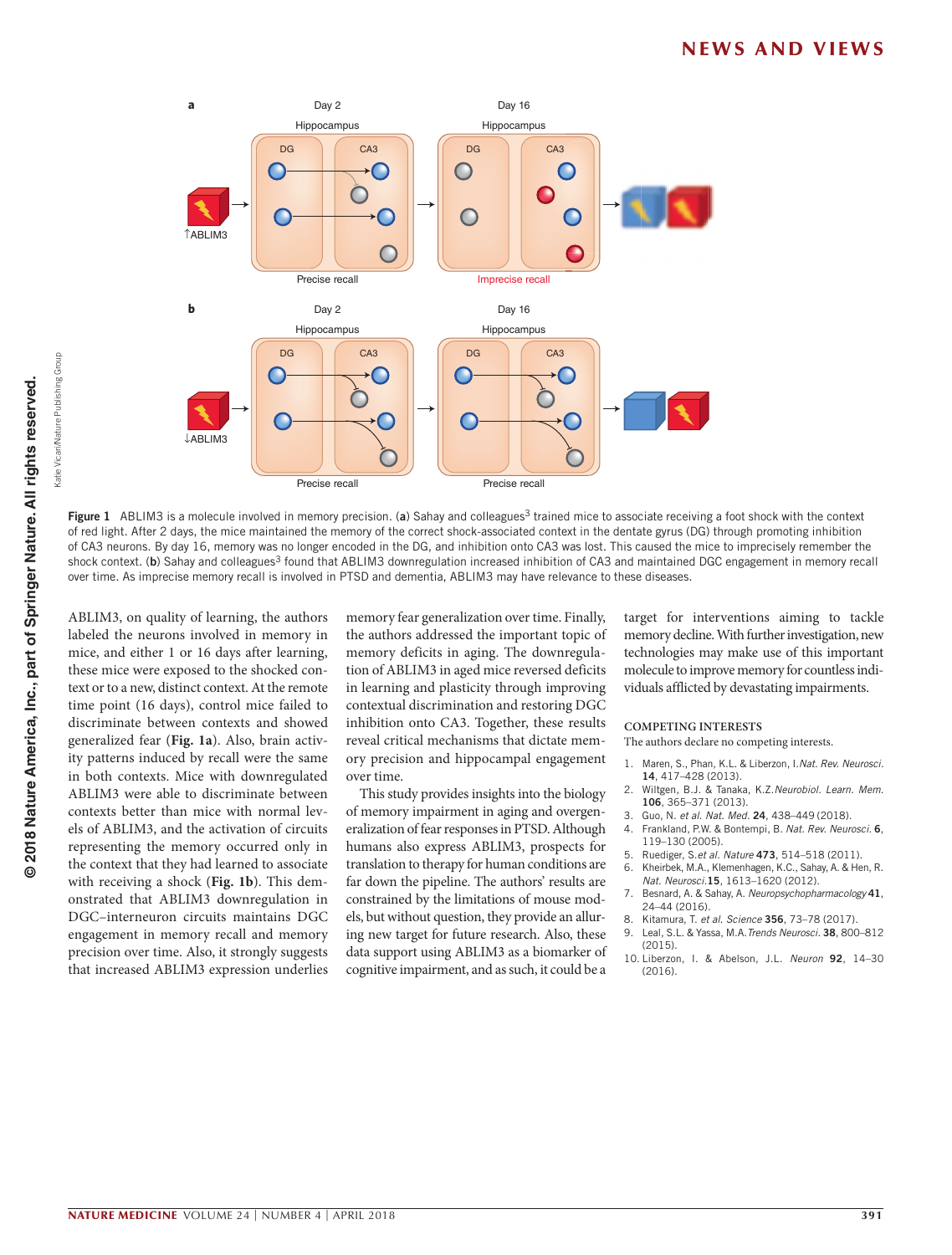a

Day 2

Hippocampus

DG

CA3

↑ABLIM3

Precise recall

Day 16

Hippocampus

DG

CA3

Imprecise recall

b

Day 2

Hippocampus

DG

CA3

↓ABLIM3

Precise recall

Day 16

Hippocampus

DG

CA3

Precise recall

Katie Vicari/Nature Publishing Group

**Figure 1** ABLIM3 is a molecule involved in memory precision. (**a**) Sahay and colleagues[3] trained mice to associate receiving a foot shock with the context of red light. After 2 days, the mice maintained the memory of the correct shock-associated context in the dentate gyrus (DG) through promoting inhibition of CA3 neurons. By day 16, memory was no longer encoded in the DG, and inhibition onto CA3 was lost. This caused the mice to imprecisely remember the shock context. (**b**) Sahay and colleagues[3] found that ABLIM3 downregulation increased inhibition of CA3 and maintained DGC engagement in memory recall over time. As imprecise memory recall is involved in PTSD and dementia, ABLIM3 may have relevance to these diseases.

ABLIM3, on quality of learning, the authors labeled the neurons involved in memory in mice, and either 1 or 16 days after learning, these mice were exposed to the shocked context or to a new, distinct context. At the remote time point (16 days), control mice failed to discriminate between contexts and showed generalized fear (**Fig. 1a**). Also, brain activity patterns induced by recall were the same in both contexts. Mice with downregulated ABLIM3 were able to discriminate between contexts better than mice with normal levels of ABLIM3, and the activation of circuits representing the memory occurred only in the context that they had learned to associate with receiving a shock (**Fig. 1b**). This demonstrated that ABLIM3 downregulation in DGC–interneuron circuits maintains DGC engagement in memory recall and memory precision over time. Also, it strongly suggests that increased ABLIM3 expression underlies memory fear generalization over time. Finally, the authors addressed the important topic of memory deficits in aging. The downregulation of ABLIM3 in aged mice reversed deficits in learning and plasticity through improving contextual discrimination and restoring DGC inhibition onto CA3. Together, these results reveal critical mechanisms that dictate memory precision and hippocampal engagement over time.

This study provides insights into the biology of memory impairment in aging and overgeneralization of fear responses in PTSD. Although humans also express ABLIM3, prospects for translation to therapy for human conditions are far down the pipeline. The authors' results are constrained by the limitations of mouse models, but without question, they provide an alluring new target for future research. Also, these data support using ABLIM3 as a biomarker of cognitive impairment, and as such, it could be a target for interventions aiming to tackle memory decline. With further investigation, new technologies may make use of this important molecule to improve memory for countless individuals afflicted by devastating impairments.

### COMPETING INTERESTS

The authors declare no competing interests.

1. Maren, S., Phan, K.L. & Liberzon, I. *Nat. Rev. Neurosci.* **14**, 417–428 (2013).
2. Wiltgen, B.J. & Tanaka, K.Z. *Neurobiol. Learn. Mem.* **106**, 365–371 (2013).
3. Guo, N. *et al. Nat. Med.* **24**, 438–449 (2018).
4. Frankland, P.W. & Bontempi, B. *Nat. Rev. Neurosci.* **6**, 119–130 (2005).
5. Ruediger, S. *et al. Nature* **473**, 514–518 (2011).
6. Kheirbek, M.A., Klemenhagen, K.C., Sahay, A. & Hen, R. *Nat. Neurosci.* **15**, 1613–1620 (2012).
7. Besnard, A. & Sahay, A. *Neuropsychopharmacology* **41**, 24–44 (2016).
8. Kitamura, T. *et al. Science* **356**, 73–78 (2017).
9. Leal, S.L. & Yassa, M.A. *Trends Neurosci.* **38**, 800–812 (2015).
10. Liberzon, I. & Abelson, J.L. *Neuron* **92**, 14–30 (2016).